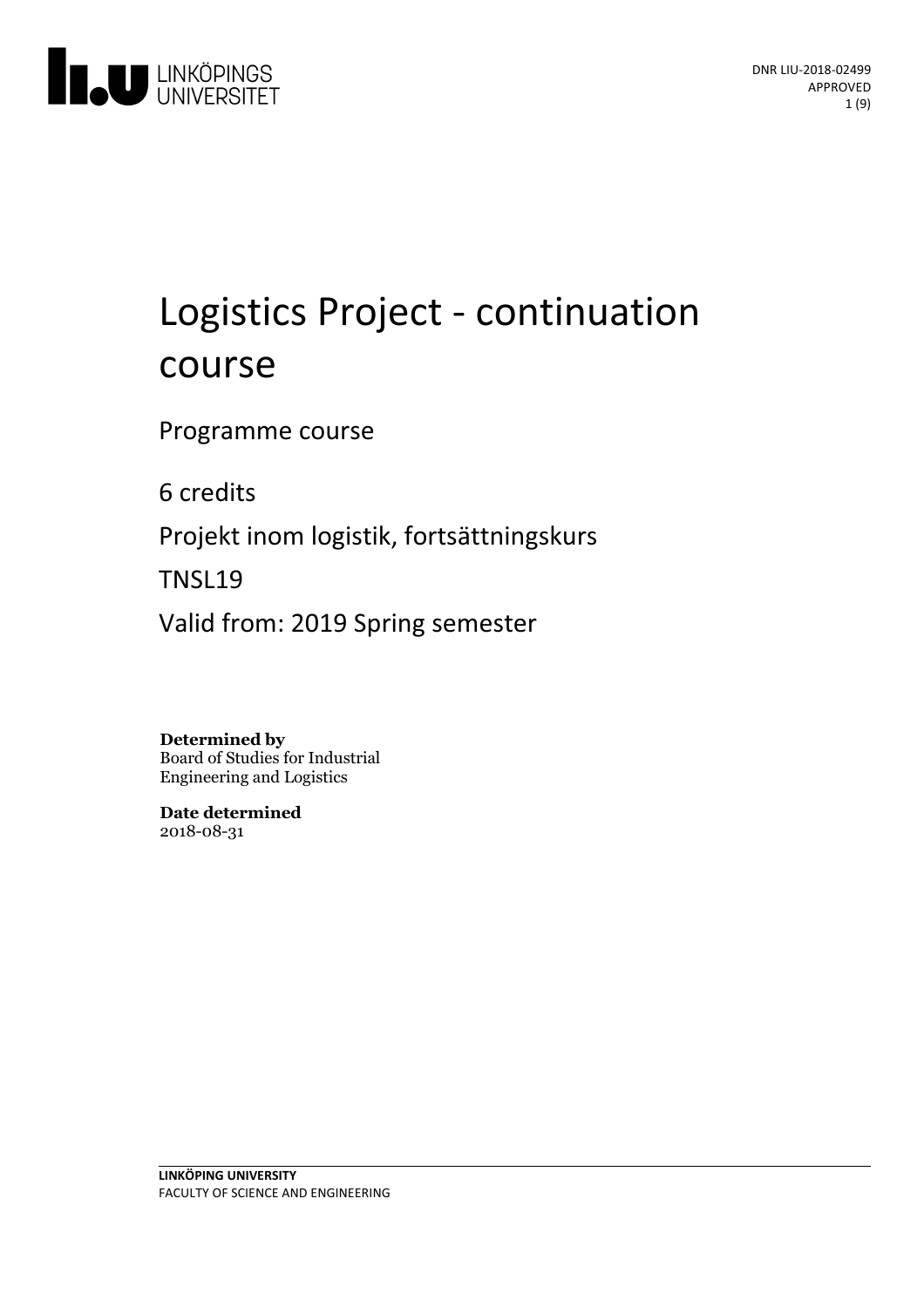# Logistics Project - continuation course

Programme course

6 credits

Projekt inom logistik, fortsättningskurs

TNSL19

Valid from: 2019 Spring semester

**Determined by**
Board of Studies for Industrial Engineering and Logistics

**Date determined**
2018-08-31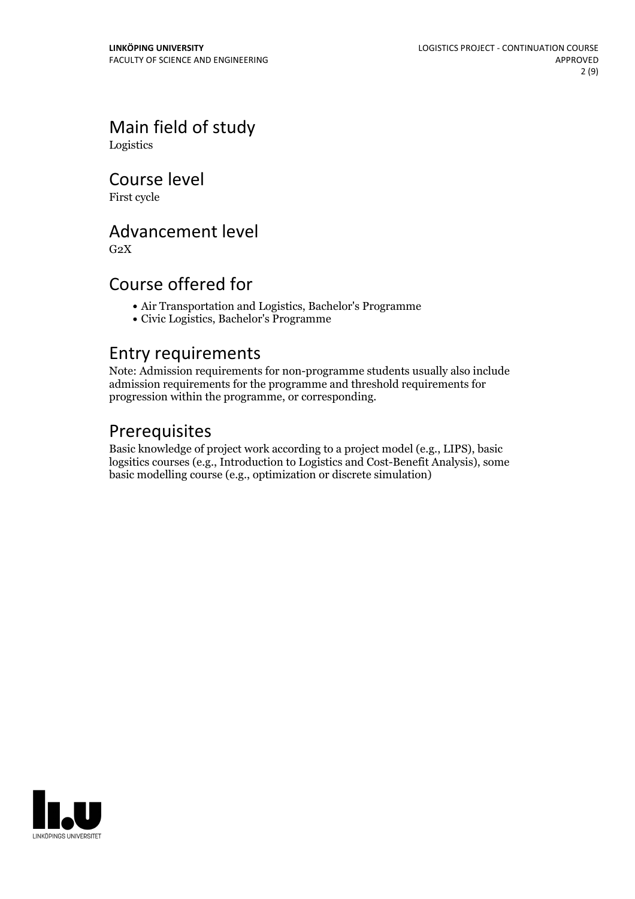## Main field of study

Logistics

## Course level

First cycle

## Advancement level

G2X

## Course offered for

- Air Transportation and Logistics, Bachelor's Programme
- Civic Logistics, Bachelor's Programme

## Entry requirements

Note: Admission requirements for non-programme students usually also include admission requirements for the programme and threshold requirements for progression within the programme, or corresponding.

## Prerequisites

Basic knowledge of project work according to a project model (e.g., LIPS), basic logsitics courses (e.g., Introduction to Logistics and Cost-Benefit Analysis), some basic modelling course (e.g., optimization or discrete simulation)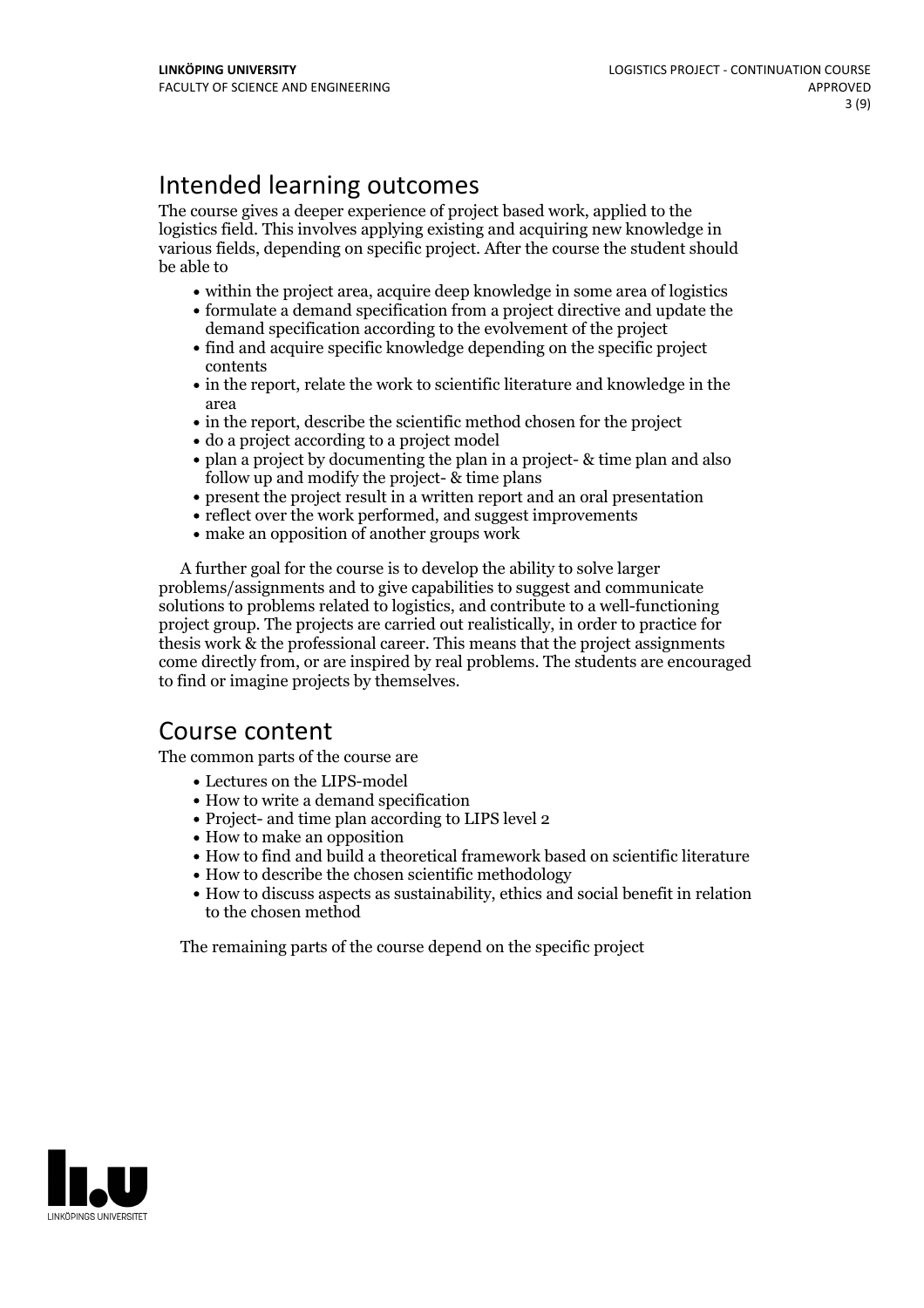## Intended learning outcomes

The course gives a deeper experience of project based work, applied to the logistics field. This involves applying existing and acquiring new knowledge in various fields, depending on specific project. After the course the student should be able to

- within the project area, acquire deep knowledge in some area of logistics
- formulate a demand specification from a project directive and update the demand specification according to the evolvement of the project
- find and acquire specific knowledge depending on the specific project contents
- in the report, relate the work to scientific literature and knowledge in the area
- in the report, describe the scientific method chosen for the project
- do a project according to a project model
- plan a project by documenting the plan in a project- & time plan and also follow up and modify the project- & time plans
- present the project result in a written report and an oral presentation
- reflect over the work performed, and suggest improvements
- make an opposition of another groups work

A further goal for the course is to develop the ability to solve larger problems/assignments and to give capabilities to suggest and communicate solutions to problems related to logistics, and contribute to a well-functioning project group. The projects are carried out realistically, in order to practice for thesis work & the professional career. This means that the project assignments come directly from, or are inspired by real problems. The students are encouraged to find or imagine projects by themselves.

## Course content

The common parts of the course are

- Lectures on the LIPS-model
- How to write a demand specification
- Project- and time plan according to LIPS level 2
- How to make an opposition
- How to find and build a theoretical framework based on scientific literature
- How to describe the chosen scientific methodology
- How to discuss aspects as sustainability, ethics and social benefit in relation to the chosen method

The remaining parts of the course depend on the specific project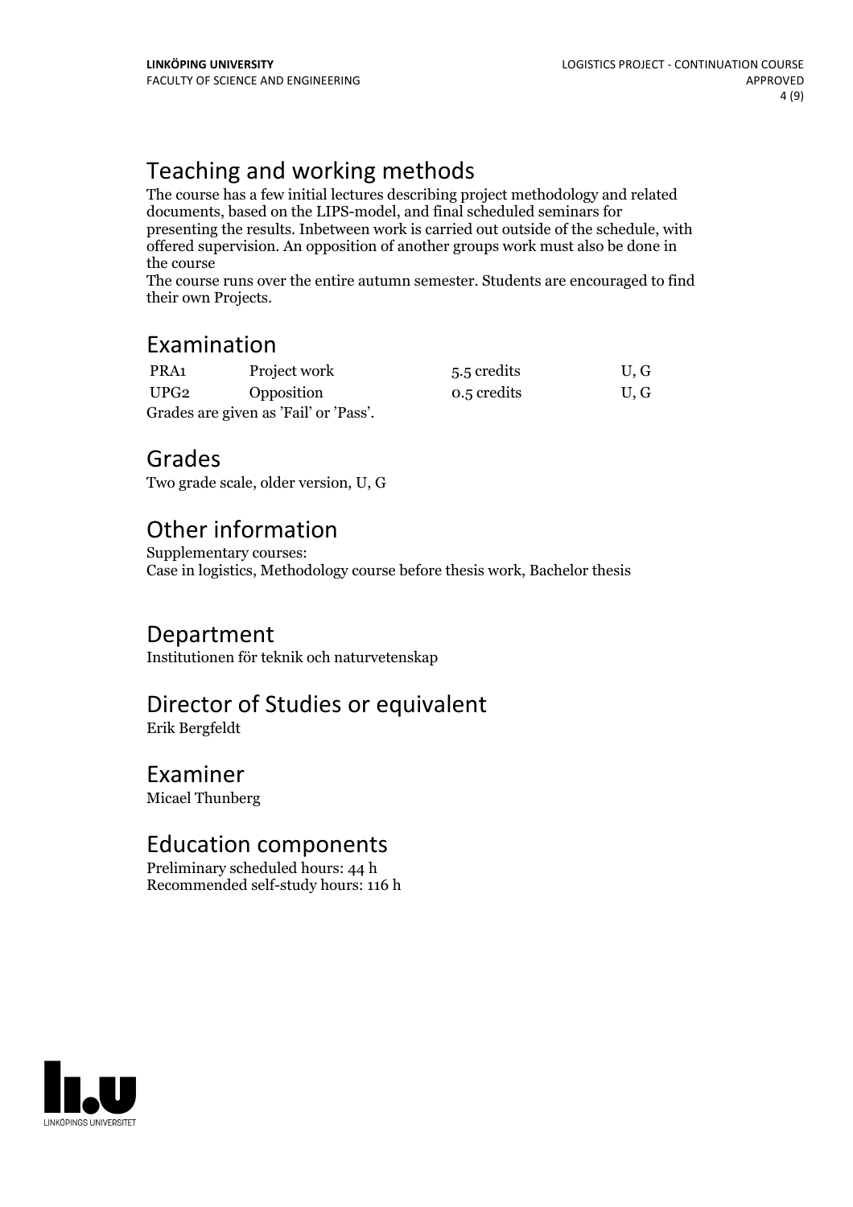## Teaching and working methods

The course has a few initial lectures describing project methodology and related documents, based on the LIPS-model, and final scheduled seminars for presenting the results. Inbetween work is carried out outside of the schedule, with offered supervision. An opposition of another groups work must also be done in the course

The course runs over the entire autumn semester. Students are encouraged to find their own Projects.

## Examination

| | | | |
|---|---|---|---|
| PRA1 | Project work | 5.5 credits | U, G |
| UPG2 | Opposition | 0.5 credits | U, G |

Grades are given as 'Fail' or 'Pass'.

## Grades

Two grade scale, older version, U, G

## Other information

Supplementary courses:
Case in logistics, Methodology course before thesis work, Bachelor thesis

## Department

Institutionen för teknik och naturvetenskap

## Director of Studies or equivalent

Erik Bergfeldt

## Examiner

Micael Thunberg

## Education components

Preliminary scheduled hours: 44 h
Recommended self-study hours: 116 h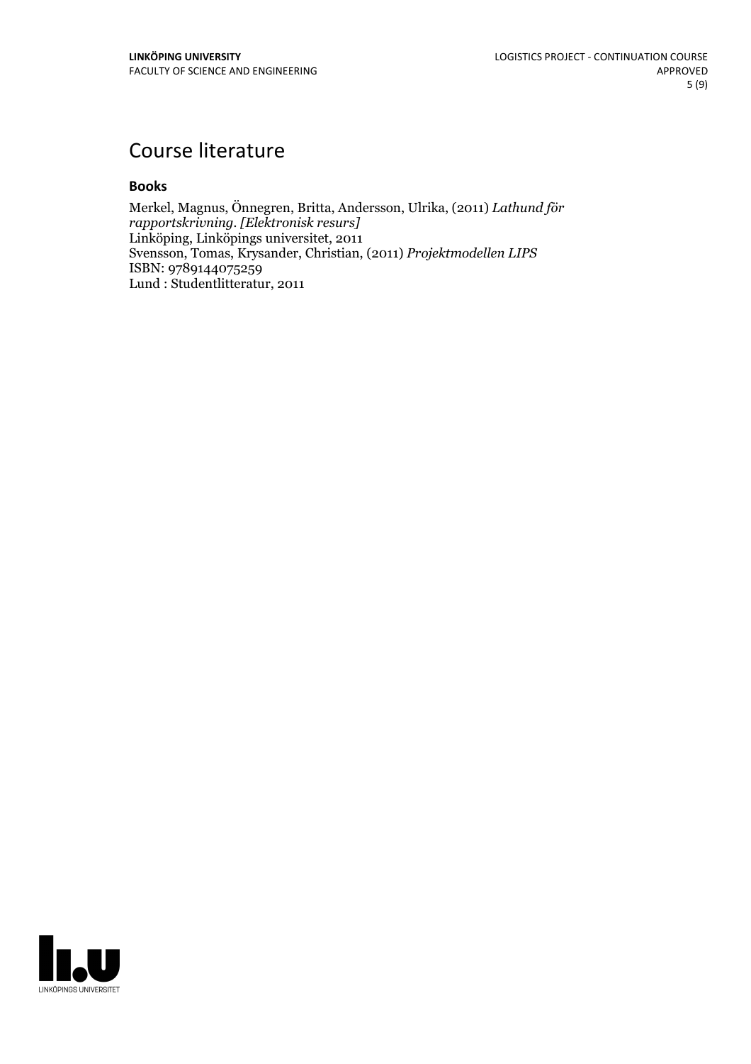# Course literature

### Books

Merkel, Magnus, Önnegren, Britta, Andersson, Ulrika, (2011) *Lathund för rapportskrivning. [Elektronisk resurs]*
Linköping, Linköpings universitet, 2011
Svensson, Tomas, Krysander, Christian, (2011) *Projektmodellen LIPS*
ISBN: 9789144075259
Lund : Studentlitteratur, 2011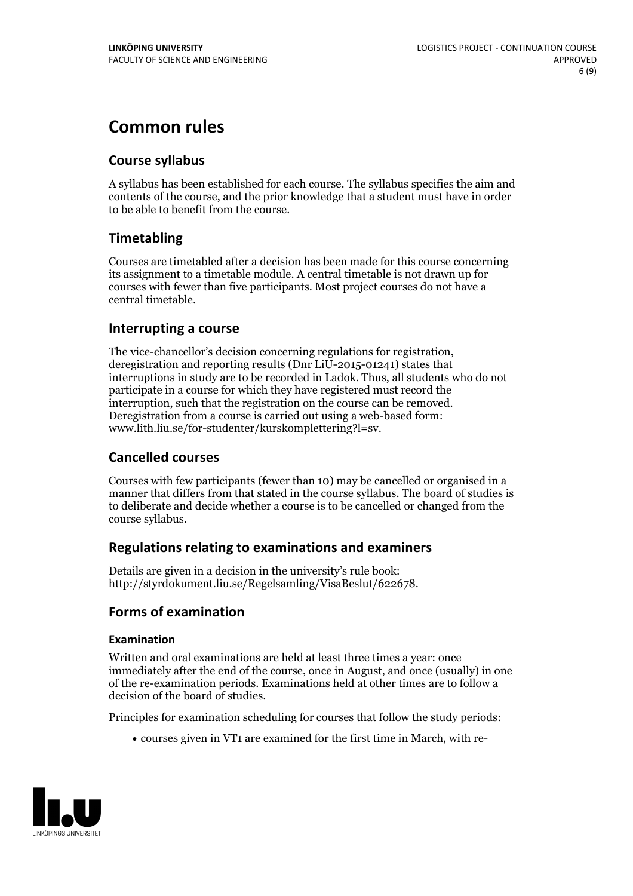# Common rules

## Course syllabus

A syllabus has been established for each course. The syllabus specifies the aim and contents of the course, and the prior knowledge that a student must have in order to be able to benefit from the course.

## Timetabling

Courses are timetabled after a decision has been made for this course concerning its assignment to a timetable module. A central timetable is not drawn up for courses with fewer than five participants. Most project courses do not have a central timetable.

## Interrupting a course

The vice-chancellor's decision concerning regulations for registration, deregistration and reporting results (Dnr LiU-2015-01241) states that interruptions in study are to be recorded in Ladok. Thus, all students who do not participate in a course for which they have registered must record the interruption, such that the registration on the course can be removed. Deregistration from a course is carried out using a web-based form: www.lith.liu.se/for-studenter/kurskomplettering?l=sv.

## Cancelled courses

Courses with few participants (fewer than 10) may be cancelled or organised in a manner that differs from that stated in the course syllabus. The board of studies is to deliberate and decide whether a course is to be cancelled or changed from the course syllabus.

## Regulations relating to examinations and examiners

Details are given in a decision in the university's rule book: http://styrdokument.liu.se/Regelsamling/VisaBeslut/622678.

## Forms of examination

### Examination

Written and oral examinations are held at least three times a year: once immediately after the end of the course, once in August, and once (usually) in one of the re-examination periods. Examinations held at other times are to follow a decision of the board of studies.

Principles for examination scheduling for courses that follow the study periods:

- courses given in VT1 are examined for the first time in March, with re-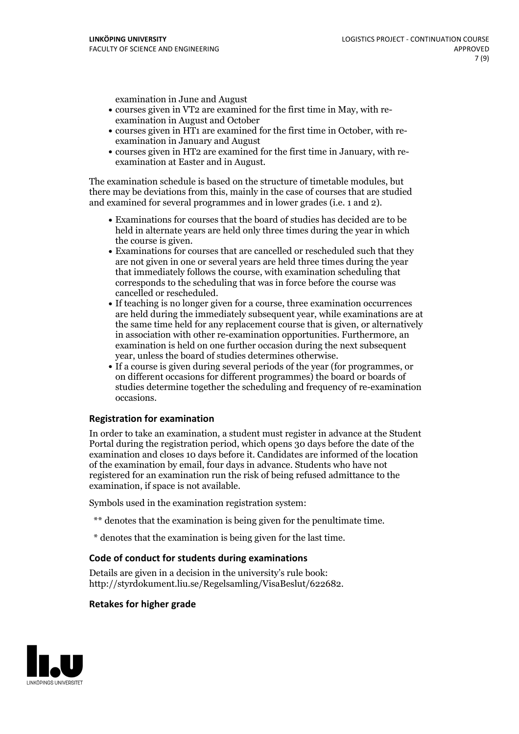examination in June and August

- courses given in VT2 are examined for the first time in May, with re-examination in August and October
- courses given in HT1 are examined for the first time in October, with re-examination in January and August
- courses given in HT2 are examined for the first time in January, with re-examination at Easter and in August.

The examination schedule is based on the structure of timetable modules, but there may be deviations from this, mainly in the case of courses that are studied and examined for several programmes and in lower grades (i.e. 1 and 2).

- Examinations for courses that the board of studies has decided are to be held in alternate years are held only three times during the year in which the course is given.
- Examinations for courses that are cancelled or rescheduled such that they are not given in one or several years are held three times during the year that immediately follows the course, with examination scheduling that corresponds to the scheduling that was in force before the course was cancelled or rescheduled.
- If teaching is no longer given for a course, three examination occurrences are held during the immediately subsequent year, while examinations are at the same time held for any replacement course that is given, or alternatively in association with other re-examination opportunities. Furthermore, an examination is held on one further occasion during the next subsequent year, unless the board of studies determines otherwise.
- If a course is given during several periods of the year (for programmes, or on different occasions for different programmes) the board or boards of studies determine together the scheduling and frequency of re-examination occasions.

### Registration for examination

In order to take an examination, a student must register in advance at the Student Portal during the registration period, which opens 30 days before the date of the examination and closes 10 days before it. Candidates are informed of the location of the examination by email, four days in advance. Students who have not registered for an examination run the risk of being refused admittance to the examination, if space is not available.

Symbols used in the examination registration system:

** denotes that the examination is being given for the penultimate time.

* denotes that the examination is being given for the last time.

### Code of conduct for students during examinations

Details are given in a decision in the university's rule book: http://styrdokument.liu.se/Regelsamling/VisaBeslut/622682.

### Retakes for higher grade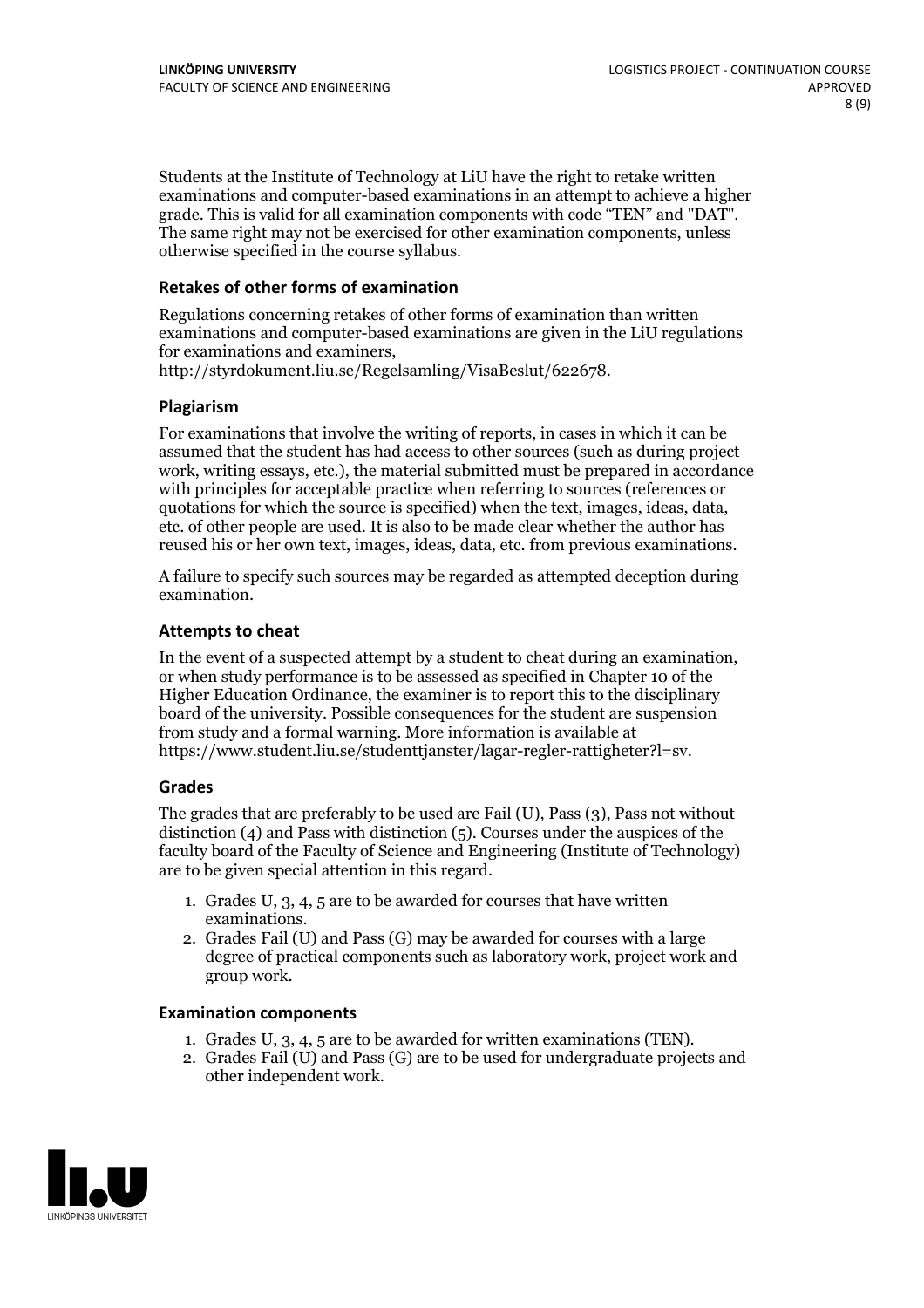Students at the Institute of Technology at LiU have the right to retake written examinations and computer-based examinations in an attempt to achieve a higher grade. This is valid for all examination components with code "TEN" and "DAT". The same right may not be exercised for other examination components, unless otherwise specified in the course syllabus.

### Retakes of other forms of examination

Regulations concerning retakes of other forms of examination than written examinations and computer-based examinations are given in the LiU regulations for examinations and examiners, http://styrdokument.liu.se/Regelsamling/VisaBeslut/622678.

### Plagiarism

For examinations that involve the writing of reports, in cases in which it can be assumed that the student has had access to other sources (such as during project work, writing essays, etc.), the material submitted must be prepared in accordance with principles for acceptable practice when referring to sources (references or quotations for which the source is specified) when the text, images, ideas, data, etc. of other people are used. It is also to be made clear whether the author has reused his or her own text, images, ideas, data, etc. from previous examinations.

A failure to specify such sources may be regarded as attempted deception during examination.

### Attempts to cheat

In the event of a suspected attempt by a student to cheat during an examination, or when study performance is to be assessed as specified in Chapter 10 of the Higher Education Ordinance, the examiner is to report this to the disciplinary board of the university. Possible consequences for the student are suspension from study and a formal warning. More information is available at https://www.student.liu.se/studenttjanster/lagar-regler-rattigheter?l=sv.

### Grades

The grades that are preferably to be used are Fail (U), Pass (3), Pass not without distinction (4) and Pass with distinction (5). Courses under the auspices of the faculty board of the Faculty of Science and Engineering (Institute of Technology) are to be given special attention in this regard.

1. Grades U, 3, 4, 5 are to be awarded for courses that have written examinations.
2. Grades Fail (U) and Pass (G) may be awarded for courses with a large degree of practical components such as laboratory work, project work and group work.

### Examination components

1. Grades U, 3, 4, 5 are to be awarded for written examinations (TEN).
2. Grades Fail (U) and Pass (G) are to be used for undergraduate projects and other independent work.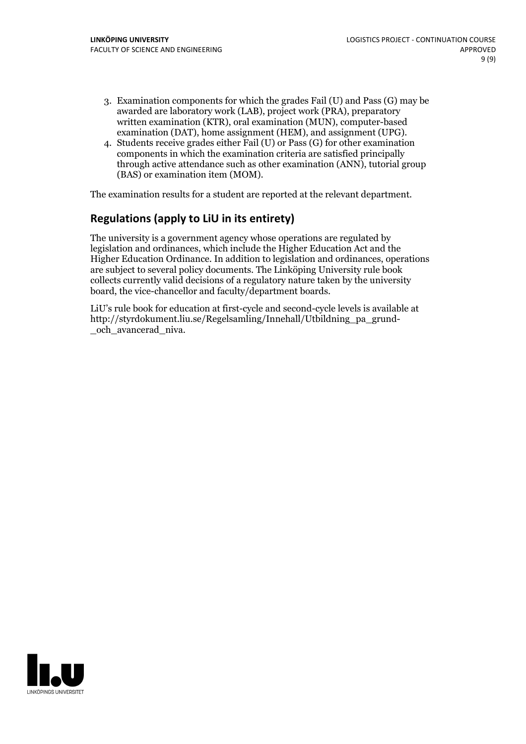3. Examination components for which the grades Fail (U) and Pass (G) may be awarded are laboratory work (LAB), project work (PRA), preparatory written examination (KTR), oral examination (MUN), computer-based examination (DAT), home assignment (HEM), and assignment (UPG).
4. Students receive grades either Fail (U) or Pass (G) for other examination components in which the examination criteria are satisfied principally through active attendance such as other examination (ANN), tutorial group (BAS) or examination item (MOM).

The examination results for a student are reported at the relevant department.

## Regulations (apply to LiU in its entirety)

The university is a government agency whose operations are regulated by legislation and ordinances, which include the Higher Education Act and the Higher Education Ordinance. In addition to legislation and ordinances, operations are subject to several policy documents. The Linköping University rule book collects currently valid decisions of a regulatory nature taken by the university board, the vice-chancellor and faculty/department boards.

LiU's rule book for education at first-cycle and second-cycle levels is available at http://styrdokument.liu.se/Regelsamling/Innehall/Utbildning_pa_grund-_och_avancerad_niva.